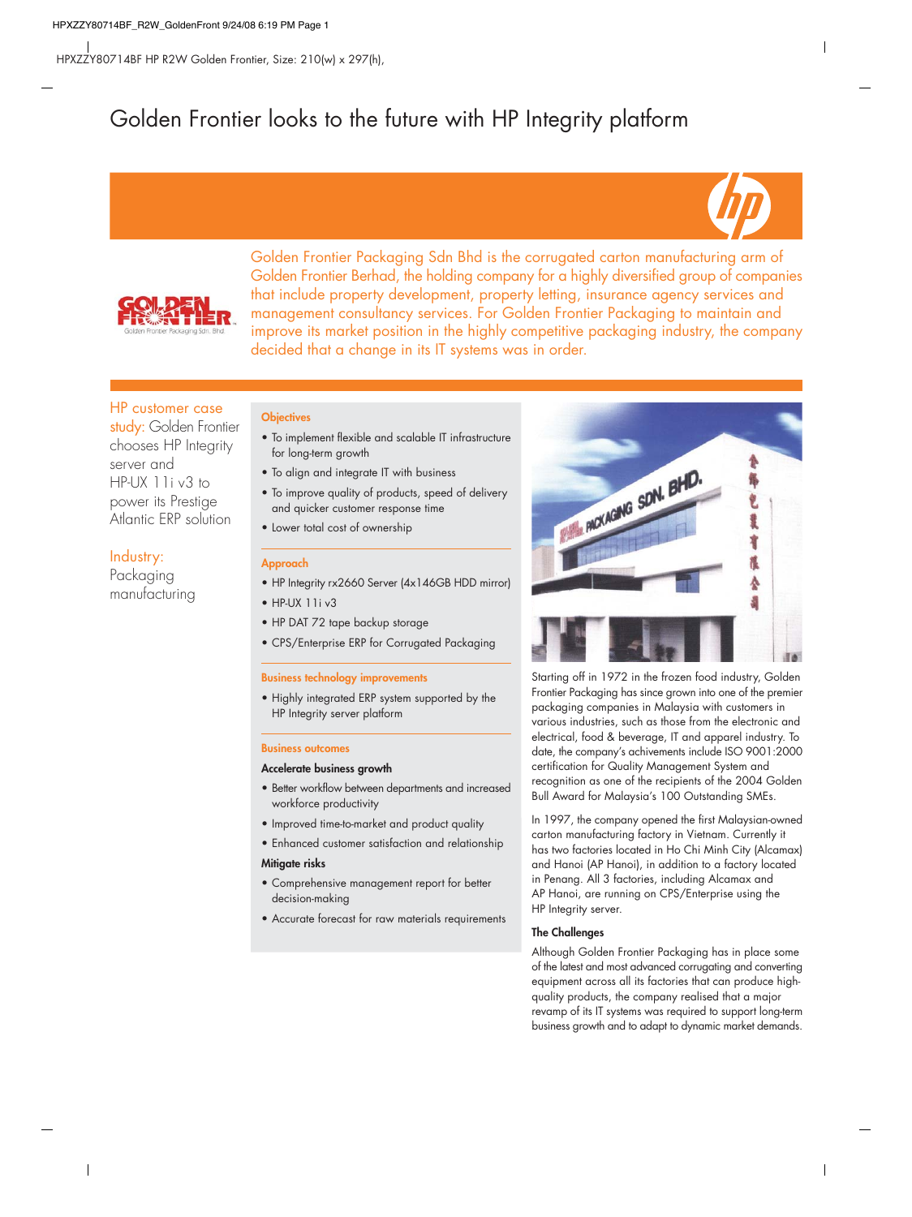# Golden Frontier looks to the future with HP Integrity platform

Golden Frontier Packaging Sdn Bhd is the corrugated carton manufacturing arm of Golden Frontier Berhad, the holding company for a highly diversified group of companies that include property development, property letting, insurance agency services and management consultancy services. For Golden Frontier Packaging to maintain and improve its market position in the highly competitive packaging industry, the company decided that a change in its IT systems was in order.

HP customer case study: Golden Frontier chooses HP Integrity server and HP-UX 11i v3 to power its Prestige Atlantic ERP solution

Industry: Packaging manufacturing

### Objectives

- To implement flexible and scalable IT infrastructure for long-term growth
- To align and integrate IT with business
- To improve quality of products, speed of delivery and quicker customer response time
- Lower total cost of ownership

### Approach

- HP Integrity rx2660 Server (4x146GB HDD mirror)
- HP-UX 11i v3
- HP DAT 72 tape backup storage
- CPS/Enterprise ERP for Corrugated Packaging

### Business technology improvements

- Highly integrated ERP system supported by the HP Integrity server platform

### Business outcomes

**Accelerate business growth**

- Better workflow between departments and increased workforce productivity
- Improved time-to-market and product quality
- Enhanced customer satisfaction and relationship

**Mitigate risks**

- Comprehensive management report for better decision-making
- Accurate forecast for raw materials requirements

Starting off in 1972 in the frozen food industry, Golden Frontier Packaging has since grown into one of the premier packaging companies in Malaysia with customers in various industries, such as those from the electronic and electrical, food & beverage, IT and apparel industry. To date, the company's achivements include ISO 9001:2000 certification for Quality Management System and recognition as one of the recipients of the 2004 Golden Bull Award for Malaysia's 100 Outstanding SMEs.

In 1997, the company opened the first Malaysian-owned carton manufacturing factory in Vietnam. Currently it has two factories located in Ho Chi Minh City (Alcamax) and Hanoi (AP Hanoi), in addition to a factory located in Penang. All 3 factories, including Alcamax and AP Hanoi, are running on CPS/Enterprise using the HP Integrity server.

### The Challenges

Although Golden Frontier Packaging has in place some of the latest and most advanced corrugating and converting equipment across all its factories that can produce high-quality products, the company realised that a major revamp of its IT systems was required to support long-term business growth and to adapt to dynamic market demands.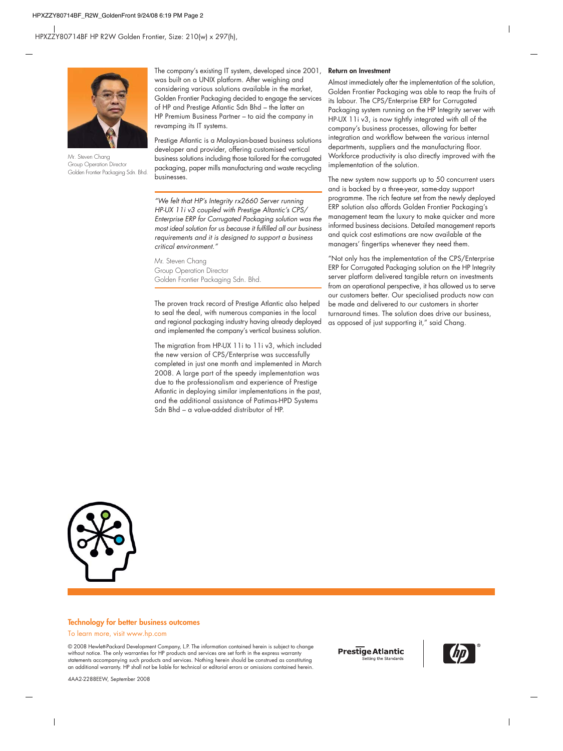Mr. Steven Chang
Group Operation Director
Golden Frontier Packaging Sdn. Bhd.

The company's existing IT system, developed since 2001, was built on a UNIX platform. After weighing and considering various solutions available in the market, Golden Frontier Packaging decided to engage the services of HP and Prestige Atlantic Sdn Bhd – the latter an HP Premium Business Partner – to aid the company in revamping its IT systems.

Prestige Atlantic is a Malaysian-based business solutions developer and provider, offering customised vertical business solutions including those tailored for the corrugated packaging, paper mills manufacturing and waste recycling businesses.

*"We felt that HP's Integrity rx2660 Server running HP-UX 11i v3 coupled with Prestige Altantic's CPS/ Enterprise ERP for Corrugated Packaging solution was the most ideal solution for us because it fulfilled all our business requirements and it is designed to support a business critical environment."*

Mr. Steven Chang
Group Operation Director
Golden Frontier Packaging Sdn. Bhd.

The proven track record of Prestige Atlantic also helped to seal the deal, with numerous companies in the local and regional packaging industry having already deployed and implemented the company's vertical business solution.

The migration from HP-UX 11i to 11i v3, which included the new version of CPS/Enterprise was successfully completed in just one month and implemented in March 2008. A large part of the speedy implementation was due to the professionalism and experience of Prestige Atlantic in deploying similar implementations in the past, and the additional assistance of Patimas-HPD Systems Sdn Bhd – a value-added distributor of HP.

**Return on Investment**

Almost immediately after the implementation of the solution, Golden Frontier Packaging was able to reap the fruits of its labour. The CPS/Enterprise ERP for Corrugated Packaging system running on the HP Integrity server with HP-UX 11i v3, is now tightly integrated with all of the company's business processes, allowing for better integration and workflow between the various internal departments, suppliers and the manufacturing floor. Workforce productivity is also directly improved with the implementation of the solution.

The new system now supports up to 50 concurrent users and is backed by a three-year, same-day support programme. The rich feature set from the newly deployed ERP solution also affords Golden Frontier Packaging's management team the luxury to make quicker and more informed business decisions. Detailed management reports and quick cost estimations are now available at the managers' fingertips whenever they need them.

"Not only has the implementation of the CPS/Enterprise ERP for Corrugated Packaging solution on the HP Integrity server platform delivered tangible return on investments from an operational perspective, it has allowed us to serve our customers better. Our specialised products now can be made and delivered to our customers in shorter turnaround times. The solution does drive our business, as opposed of just supporting it," said Chang.

**Technology for better business outcomes**

To learn more, visit www.hp.com

© 2008 Hewlett-Packard Development Company, L.P. The information contained herein is subject to change without notice. The only warranties for HP products and services are set forth in the express warranty statements accompanying such products and services. Nothing herein should be construed as constituting an additional warranty. HP shall not be liable for technical or editorial errors or omissions contained herein.

Prestige Atlantic
Setting the Standards

4AA2-2288EEW, September 2008